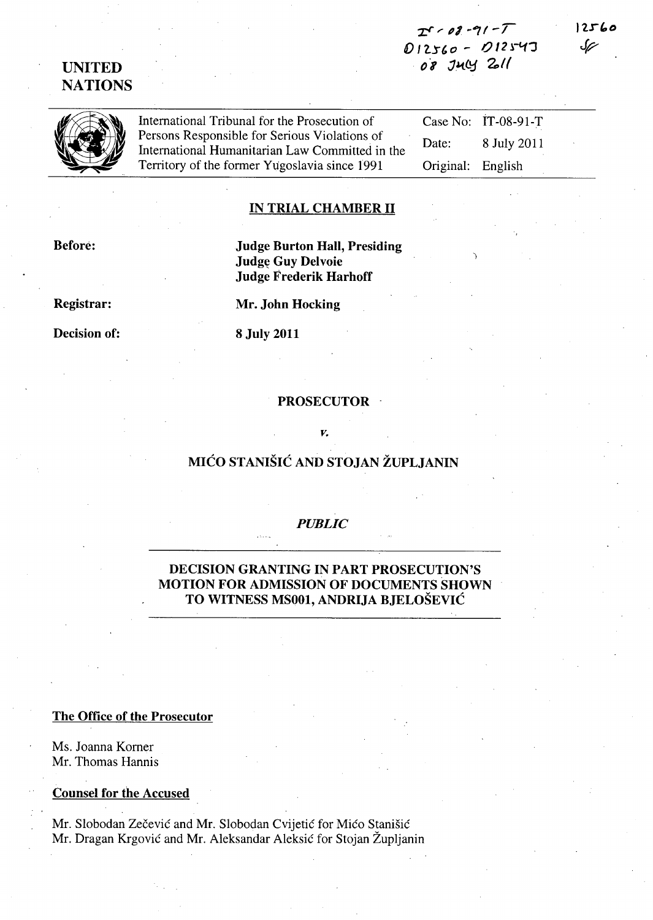IT-08-91-T
D12560 - D12543
08 July 2011

12560

**UNITED NATIONS**

| International Tribunal for the Prosecution of Persons Responsible for Serious Violations of International Humanitarian Law Committed in the Territory of the former Yugoslavia since 1991 | Case No: | IT-08-91-T |
|---|---|---|
| | Date: | 8 July 2011 |
| | Original: | English |

## IN TRIAL CHAMBER II

**Before:** **Judge Burton Hall, Presiding**
**Judge Guy Delvoie**
**Judge Frederik Harhoff**

**Registrar:** **Mr. John Hocking**

**Decision of:** **8 July 2011**

**PROSECUTOR**

*v.*

**MIĆO STANIŠIĆ AND STOJAN ŽUPLJANIN**

***PUBLIC***

**DECISION GRANTING IN PART PROSECUTION'S MOTION FOR ADMISSION OF DOCUMENTS SHOWN TO WITNESS MS001, ANDRIJA BJELOŠEVIĆ**

**The Office of the Prosecutor**

Ms. Joanna Korner
Mr. Thomas Hannis

**Counsel for the Accused**

Mr. Slobodan Zečević and Mr. Slobodan Cvijetić for Mićo Stanišić
Mr. Dragan Krgović and Mr. Aleksandar Aleksić for Stojan Župljanin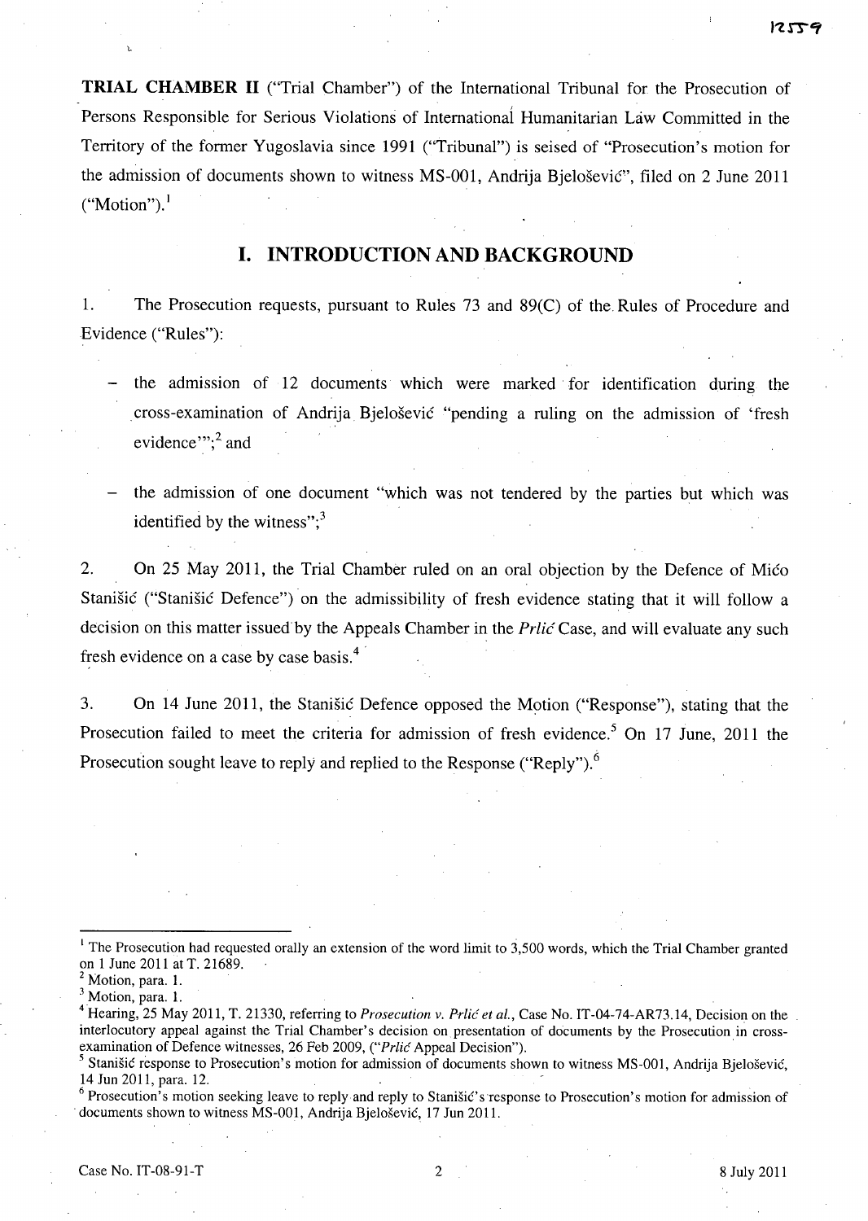**TRIAL CHAMBER II** ("Trial Chamber") of the International Tribunal for the Prosecution of Persons Responsible for Serious Violations of International Humanitarian Law Committed in the Territory of the former Yugoslavia since 1991 ("Tribunal") is seised of "Prosecution's motion for the admission of documents shown to witness MS-001, Andrija Bjelošević", filed on 2 June 2011 ("Motion").[1]

## I. INTRODUCTION AND BACKGROUND

1. The Prosecution requests, pursuant to Rules 73 and 89(C) of the Rules of Procedure and Evidence ("Rules"):

   - the admission of 12 documents which were marked for identification during the cross-examination of Andrija Bjelošević "pending a ruling on the admission of 'fresh evidence'";[2] and

   - the admission of one document "which was not tendered by the parties but which was identified by the witness";[3]

2. On 25 May 2011, the Trial Chamber ruled on an oral objection by the Defence of Mićo Stanišić ("Stanišić Defence") on the admissibility of fresh evidence stating that it will follow a decision on this matter issued by the Appeals Chamber in the *Prlić* Case, and will evaluate any such fresh evidence on a case by case basis.[4]

3. On 14 June 2011, the Stanišić Defence opposed the Motion ("Response"), stating that the Prosecution failed to meet the criteria for admission of fresh evidence.[5] On 17 June, 2011 the Prosecution sought leave to reply and replied to the Response ("Reply").[6]

---

[1] The Prosecution had requested orally an extension of the word limit to 3,500 words, which the Trial Chamber granted on 1 June 2011 at T. 21689.

[2] Motion, para. 1.

[3] Motion, para. 1.

[4] Hearing, 25 May 2011, T. 21330, referring to *Prosecution v. Prlić et al.*, Case No. IT-04-74-AR73.14, Decision on the interlocutory appeal against the Trial Chamber's decision on presentation of documents by the Prosecution in cross-examination of Defence witnesses, 26 Feb 2009, ("*Prlić* Appeal Decision").

[5] Stanišić response to Prosecution's motion for admission of documents shown to witness MS-001, Andrija Bjelošević, 14 Jun 2011, para. 12.

[6] Prosecution's motion seeking leave to reply and reply to Stanišić's response to Prosecution's motion for admission of documents shown to witness MS-001, Andrija Bjelošević, 17 Jun 2011.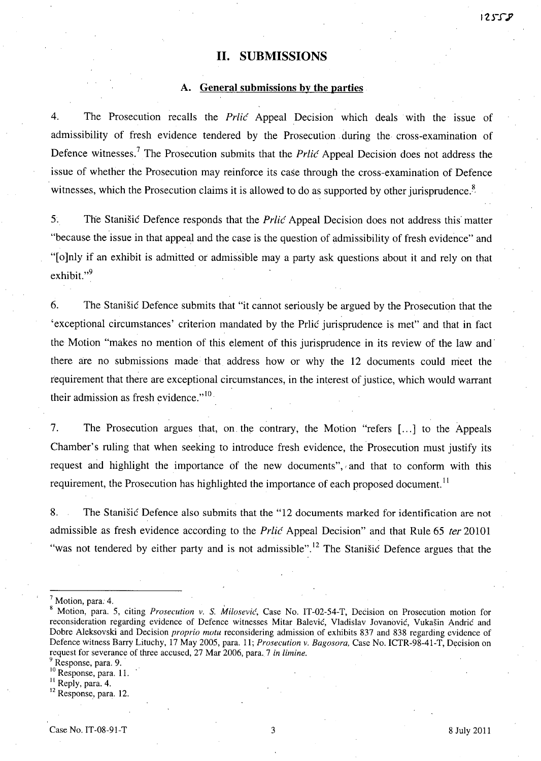## II. SUBMISSIONS

### A. General submissions by the parties

4. The Prosecution recalls the *Prlić* Appeal Decision which deals with the issue of admissibility of fresh evidence tendered by the Prosecution during the cross-examination of Defence witnesses.[7] The Prosecution submits that the *Prlić* Appeal Decision does not address the issue of whether the Prosecution may reinforce its case through the cross-examination of Defence witnesses, which the Prosecution claims it is allowed to do as supported by other jurisprudence.[8]

5. The Stanišić Defence responds that the *Prlić* Appeal Decision does not address this matter "because the issue in that appeal and the case is the question of admissibility of fresh evidence" and "[o]nly if an exhibit is admitted or admissible may a party ask questions about it and rely on that exhibit."[9]

6. The Stanišić Defence submits that "it cannot seriously be argued by the Prosecution that the 'exceptional circumstances' criterion mandated by the Prlić jurisprudence is met" and that in fact the Motion "makes no mention of this element of this jurisprudence in its review of the law and there are no submissions made that address how or why the 12 documents could meet the requirement that there are exceptional circumstances, in the interest of justice, which would warrant their admission as fresh evidence."[10]

7. The Prosecution argues that, on the contrary, the Motion "refers [...] to the Appeals Chamber's ruling that when seeking to introduce fresh evidence, the Prosecution must justify its request and highlight the importance of the new documents", and that to conform with this requirement, the Prosecution has highlighted the importance of each proposed document.[11]

8. The Stanišić Defence also submits that the "12 documents marked for identification are not admissible as fresh evidence according to the *Prlić* Appeal Decision" and that Rule 65 *ter* 20101 "was not tendered by either party and is not admissible".[12] The Stanišić Defence argues that the

---

[7] Motion, para. 4.

[8] Motion, para. 5, citing *Prosecution v. S. Milosević*, Case No. IT-02-54-T, Decision on Prosecution motion for reconsideration regarding evidence of Defence witnesses Mitar Balević, Vladislav Jovanović, Vukašin Andrić and Dobre Aleksovski and Decision *proprio motu* reconsidering admission of exhibits 837 and 838 regarding evidence of Defence witness Barry Lituchy, 17 May 2005, para. 11; *Prosecution v. Bagosora*, Case No. ICTR-98-41-T, Decision on request for severance of three accused, 27 Mar 2006, para. 7 *in limine*.

[9] Response, para. 9.

[10] Response, para. 11.

[11] Reply, para. 4.

[12] Response, para. 12.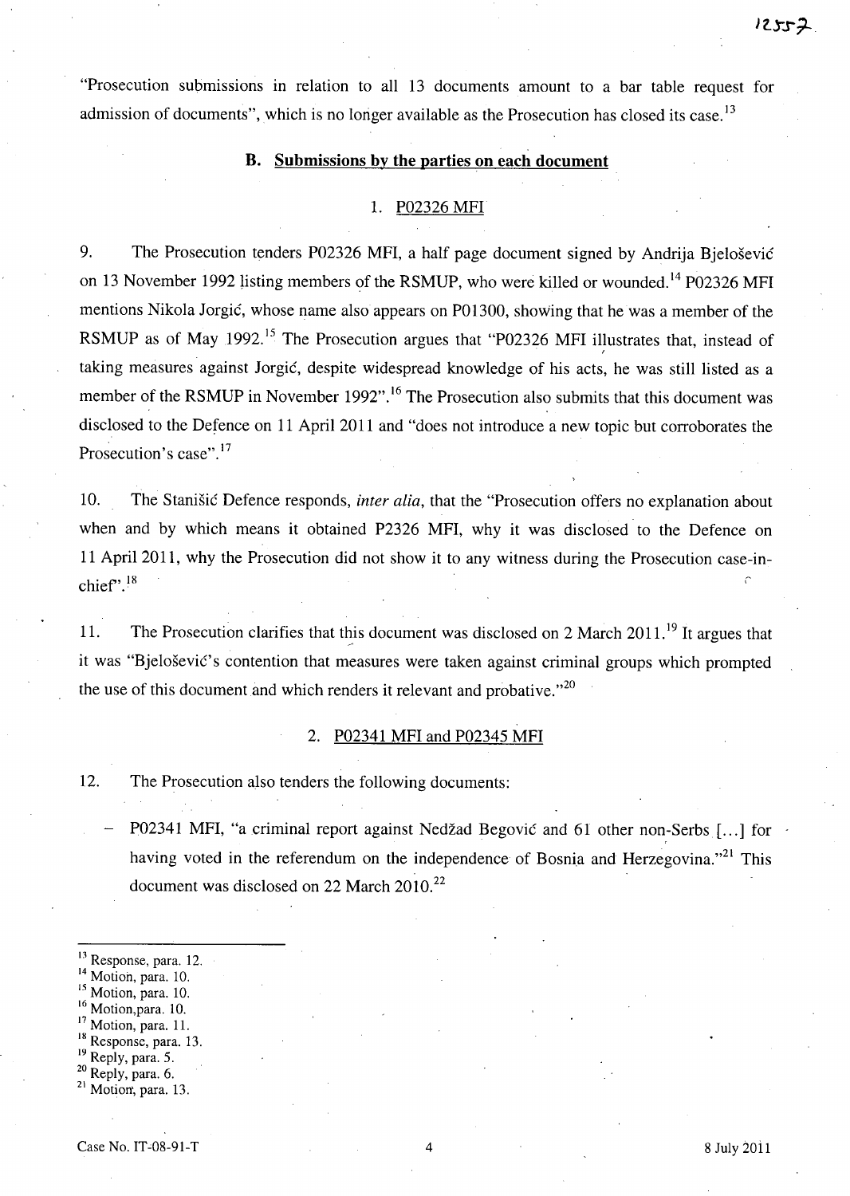"Prosecution submissions in relation to all 13 documents amount to a bar table request for admission of documents", which is no longer available as the Prosecution has closed its case.[13]

### B. Submissions by the parties on each document

#### 1. P02326 MFI

9. The Prosecution tenders P02326 MFI, a half page document signed by Andrija Bjelošević on 13 November 1992 listing members of the RSMUP, who were killed or wounded.[14] P02326 MFI mentions Nikola Jorgić, whose name also appears on P01300, showing that he was a member of the RSMUP as of May 1992.[15] The Prosecution argues that "P02326 MFI illustrates that, instead of taking measures against Jorgić, despite widespread knowledge of his acts, he was still listed as a member of the RSMUP in November 1992".[16] The Prosecution also submits that this document was disclosed to the Defence on 11 April 2011 and "does not introduce a new topic but corroborates the Prosecution's case".[17]

10. The Stanišić Defence responds, *inter alia*, that the "Prosecution offers no explanation about when and by which means it obtained P2326 MFI, why it was disclosed to the Defence on 11 April 2011, why the Prosecution did not show it to any witness during the Prosecution case-in-chief".[18]

11. The Prosecution clarifies that this document was disclosed on 2 March 2011.[19] It argues that it was "Bjelošević's contention that measures were taken against criminal groups which prompted the use of this document and which renders it relevant and probative."[20]

#### 2. P02341 MFI and P02345 MFI

12. The Prosecution also tenders the following documents:

- P02341 MFI, "a criminal report against Nedžad Begović and 61 other non-Serbs [...] for having voted in the referendum on the independence of Bosnia and Herzegovina."[21] This document was disclosed on 22 March 2010.[22]

---

[13] Response, para. 12.
[14] Motion, para. 10.
[15] Motion, para. 10.
[16] Motion,para. 10.
[17] Motion, para. 11.
[18] Response, para. 13.
[19] Reply, para. 5.
[20] Reply, para. 6.
[21] Motion, para. 13.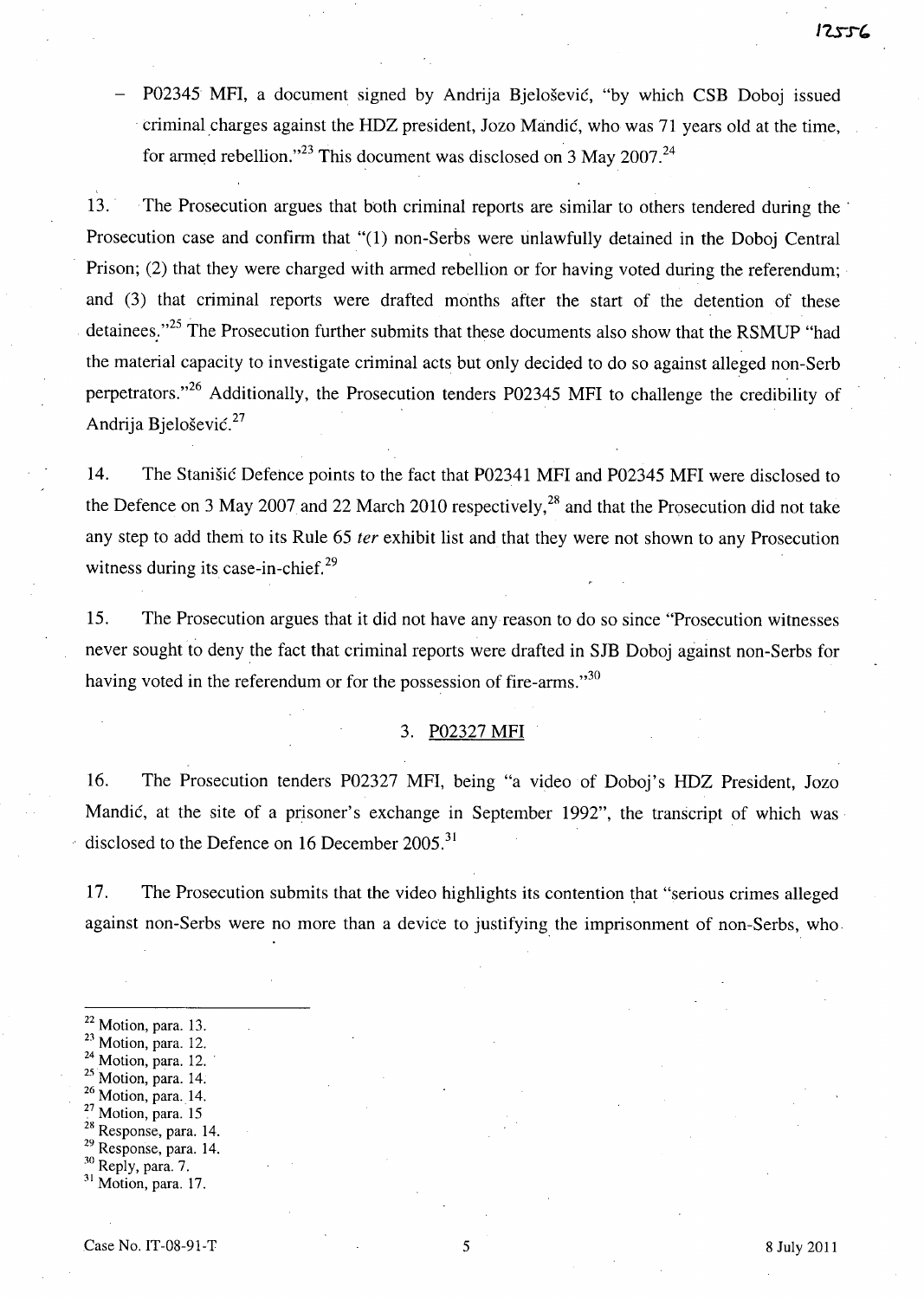- P02345 MFI, a document signed by Andrija Bjelošević, "by which CSB Doboj issued criminal charges against the HDZ president, Jozo Mandić, who was 71 years old at the time, for armed rebellion."[23] This document was disclosed on 3 May 2007.[24]

13. The Prosecution argues that both criminal reports are similar to others tendered during the Prosecution case and confirm that "(1) non-Serbs were unlawfully detained in the Doboj Central Prison; (2) that they were charged with armed rebellion or for having voted during the referendum; and (3) that criminal reports were drafted months after the start of the detention of these detainees."[25] The Prosecution further submits that these documents also show that the RSMUP "had the material capacity to investigate criminal acts but only decided to do so against alleged non-Serb perpetrators."[26] Additionally, the Prosecution tenders P02345 MFI to challenge the credibility of Andrija Bjelošević.[27]

14. The Stanišić Defence points to the fact that P02341 MFI and P02345 MFI were disclosed to the Defence on 3 May 2007 and 22 March 2010 respectively,[28] and that the Prosecution did not take any step to add them to its Rule 65 *ter* exhibit list and that they were not shown to any Prosecution witness during its case-in-chief.[29]

15. The Prosecution argues that it did not have any reason to do so since "Prosecution witnesses never sought to deny the fact that criminal reports were drafted in SJB Doboj against non-Serbs for having voted in the referendum or for the possession of fire-arms."[30]

### 3. P02327 MFI

16. The Prosecution tenders P02327 MFI, being "a video of Doboj's HDZ President, Jozo Mandić, at the site of a prisoner's exchange in September 1992", the transcript of which was disclosed to the Defence on 16 December 2005.[31]

17. The Prosecution submits that the video highlights its contention that "serious crimes alleged against non-Serbs were no more than a device to justifying the imprisonment of non-Serbs, who

---

[22] Motion, para. 13.
[23] Motion, para. 12.
[24] Motion, para. 12.
[25] Motion, para. 14.
[26] Motion, para. 14.
[27] Motion, para. 15
[28] Response, para. 14.
[29] Response, para. 14.
[30] Reply, para. 7.
[31] Motion, para. 17.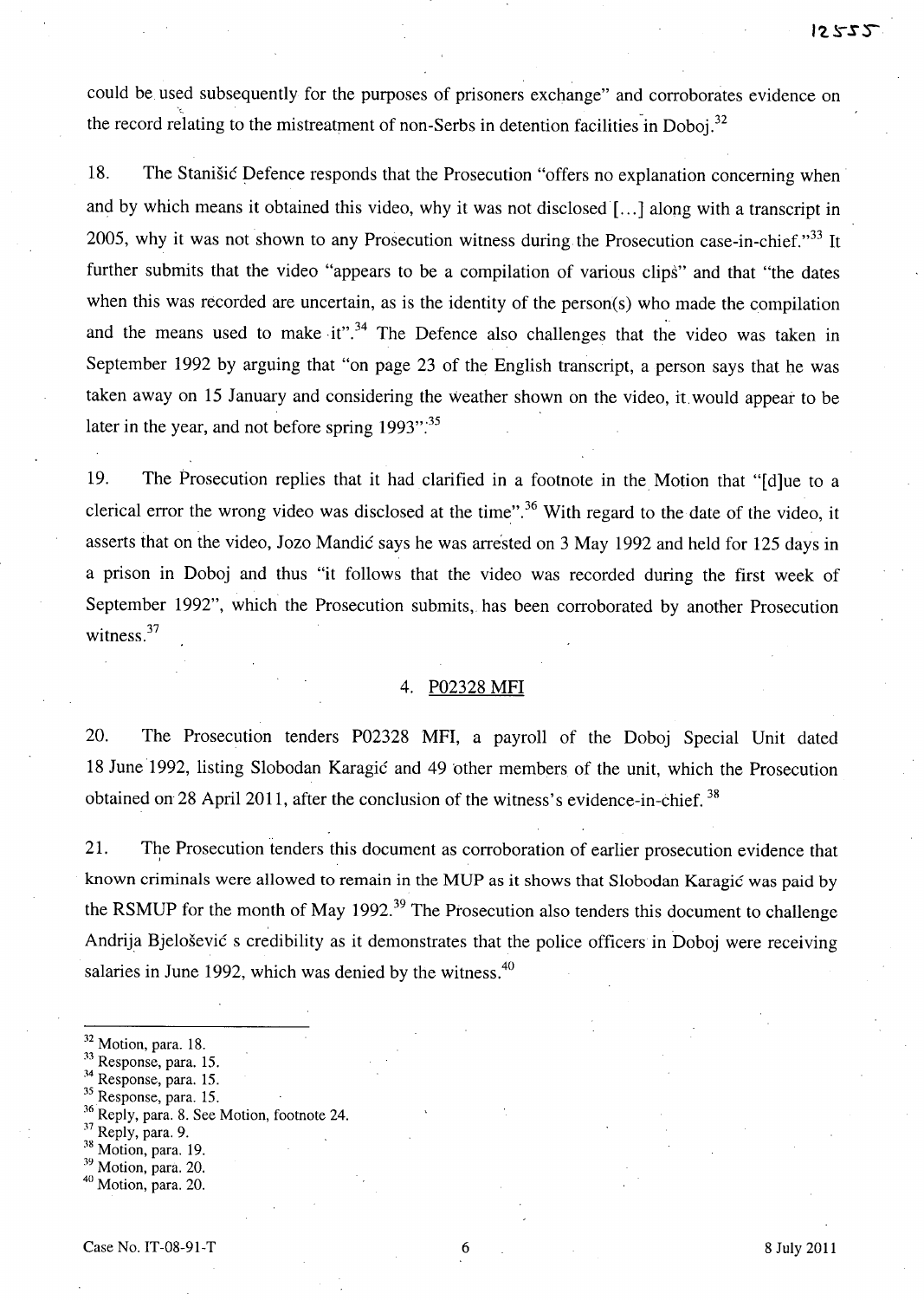could be used subsequently for the purposes of prisoners exchange" and corroborates evidence on the record relating to the mistreatment of non-Serbs in detention facilities in Doboj.[32]

18. The Stanišić Defence responds that the Prosecution "offers no explanation concerning when and by which means it obtained this video, why it was not disclosed [...] along with a transcript in 2005, why it was not shown to any Prosecution witness during the Prosecution case-in-chief."[33] It further submits that the video "appears to be a compilation of various clips" and that "the dates when this was recorded are uncertain, as is the identity of the person(s) who made the compilation and the means used to make it".[34] The Defence also challenges that the video was taken in September 1992 by arguing that "on page 23 of the English transcript, a person says that he was taken away on 15 January and considering the weather shown on the video, it would appear to be later in the year, and not before spring 1993".[35]

19. The Prosecution replies that it had clarified in a footnote in the Motion that "[d]ue to a clerical error the wrong video was disclosed at the time".[36] With regard to the date of the video, it asserts that on the video, Jozo Mandić says he was arrested on 3 May 1992 and held for 125 days in a prison in Doboj and thus "it follows that the video was recorded during the first week of September 1992", which the Prosecution submits, has been corroborated by another Prosecution witness.[37]

### 4. P02328 MFI

20. The Prosecution tenders P02328 MFI, a payroll of the Doboj Special Unit dated 18 June 1992, listing Slobodan Karagić and 49 other members of the unit, which the Prosecution obtained on 28 April 2011, after the conclusion of the witness's evidence-in-chief.[38]

21. The Prosecution tenders this document as corroboration of earlier prosecution evidence that known criminals were allowed to remain in the MUP as it shows that Slobodan Karagić was paid by the RSMUP for the month of May 1992.[39] The Prosecution also tenders this document to challenge Andrija Bjelošević s credibility as it demonstrates that the police officers in Doboj were receiving salaries in June 1992, which was denied by the witness.[40]

---

[32] Motion, para. 18.
[33] Response, para. 15.
[34] Response, para. 15.
[35] Response, para. 15.
[36] Reply, para. 8. See Motion, footnote 24.
[37] Reply, para. 9.
[38] Motion, para. 19.
[39] Motion, para. 20.
[40] Motion, para. 20.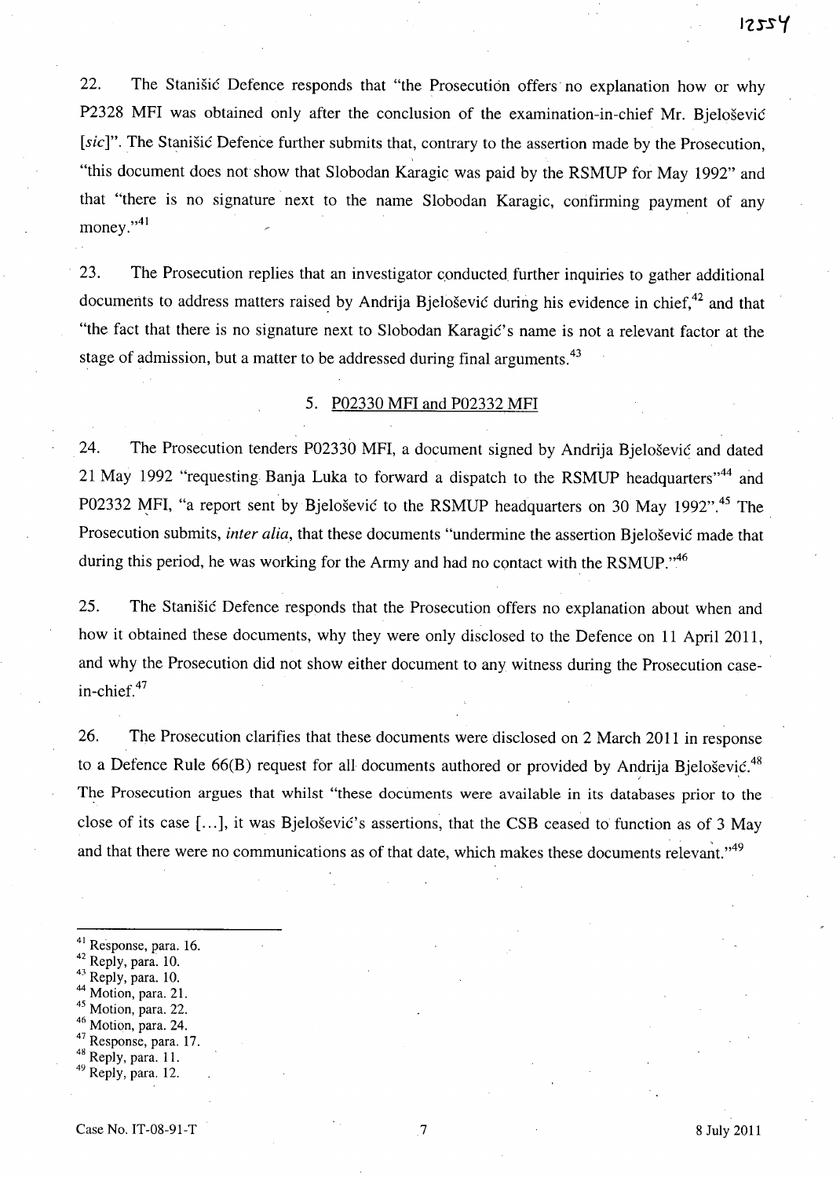22. The Stanišić Defence responds that "the Prosecution offers no explanation how or why P2328 MFI was obtained only after the conclusion of the examination-in-chief Mr. Bjelošević [*sic*]". The Stanišić Defence further submits that, contrary to the assertion made by the Prosecution, "this document does not show that Slobodan Karagic was paid by the RSMUP for May 1992" and that "there is no signature next to the name Slobodan Karagic, confirming payment of any money."[41]

23. The Prosecution replies that an investigator conducted further inquiries to gather additional documents to address matters raised by Andrija Bjelošević during his evidence in chief,[42] and that "the fact that there is no signature next to Slobodan Karagić's name is not a relevant factor at the stage of admission, but a matter to be addressed during final arguments.[43]

### 5. P02330 MFI and P02332 MFI

24. The Prosecution tenders P02330 MFI, a document signed by Andrija Bjelošević and dated 21 May 1992 "requesting Banja Luka to forward a dispatch to the RSMUP headquarters"[44] and P02332 MFI, "a report sent by Bjelošević to the RSMUP headquarters on 30 May 1992".[45] The Prosecution submits, *inter alia*, that these documents "undermine the assertion Bjelošević made that during this period, he was working for the Army and had no contact with the RSMUP."[46]

25. The Stanišić Defence responds that the Prosecution offers no explanation about when and how it obtained these documents, why they were only disclosed to the Defence on 11 April 2011, and why the Prosecution did not show either document to any witness during the Prosecution case-in-chief.[47]

26. The Prosecution clarifies that these documents were disclosed on 2 March 2011 in response to a Defence Rule 66(B) request for all documents authored or provided by Andrija Bjelošević.[48] The Prosecution argues that whilst "these documents were available in its databases prior to the close of its case [...], it was Bjelošević's assertions, that the CSB ceased to function as of 3 May and that there were no communications as of that date, which makes these documents relevant."[49]

---

[41] Response, para. 16.
[42] Reply, para. 10.
[43] Reply, para. 10.
[44] Motion, para. 21.
[45] Motion, para. 22.
[46] Motion, para. 24.
[47] Response, para. 17.
[48] Reply, para. 11.
[49] Reply, para. 12.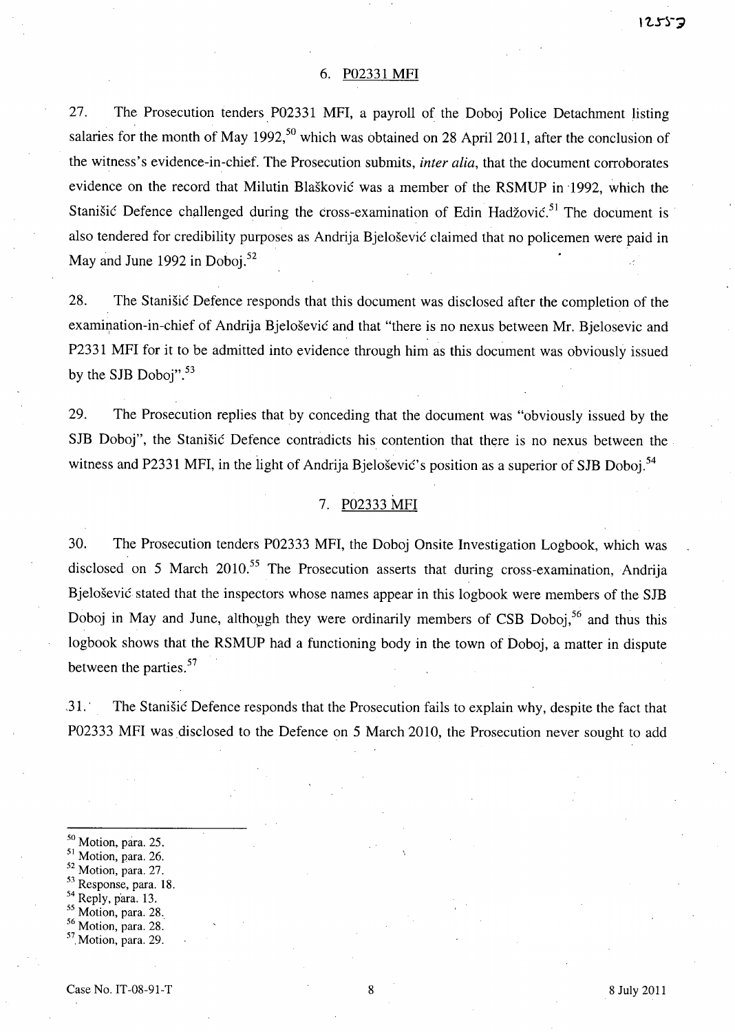### 6. P02331 MFI

27. The Prosecution tenders P02331 MFI, a payroll of the Doboj Police Detachment listing salaries for the month of May 1992,[50] which was obtained on 28 April 2011, after the conclusion of the witness's evidence-in-chief. The Prosecution submits, *inter alia*, that the document corroborates evidence on the record that Milutin Blašković was a member of the RSMUP in 1992, which the Stanišić Defence challenged during the cross-examination of Edin Hadžović.[51] The document is also tendered for credibility purposes as Andrija Bjelošević claimed that no policemen were paid in May and June 1992 in Doboj.[52]

28. The Stanišić Defence responds that this document was disclosed after the completion of the examination-in-chief of Andrija Bjelošević and that "there is no nexus between Mr. Bjelosevic and P2331 MFI for it to be admitted into evidence through him as this document was obviously issued by the SJB Doboj".[53]

29. The Prosecution replies that by conceding that the document was "obviously issued by the SJB Doboj", the Stanišić Defence contradicts his contention that there is no nexus between the witness and P2331 MFI, in the light of Andrija Bjelošević's position as a superior of SJB Doboj.[54]

### 7. P02333 MFI

30. The Prosecution tenders P02333 MFI, the Doboj Onsite Investigation Logbook, which was disclosed on 5 March 2010.[55] The Prosecution asserts that during cross-examination, Andrija Bjelošević stated that the inspectors whose names appear in this logbook were members of the SJB Doboj in May and June, although they were ordinarily members of CSB Doboj,[56] and thus this logbook shows that the RSMUP had a functioning body in the town of Doboj, a matter in dispute between the parties.[57]

31. The Stanišić Defence responds that the Prosecution fails to explain why, despite the fact that P02333 MFI was disclosed to the Defence on 5 March 2010, the Prosecution never sought to add

---

[50] Motion, para. 25.
[51] Motion, para. 26.
[52] Motion, para. 27.
[53] Response, para. 18.
[54] Reply, para. 13.
[55] Motion, para. 28.
[56] Motion, para. 28.
[57] Motion, para. 29.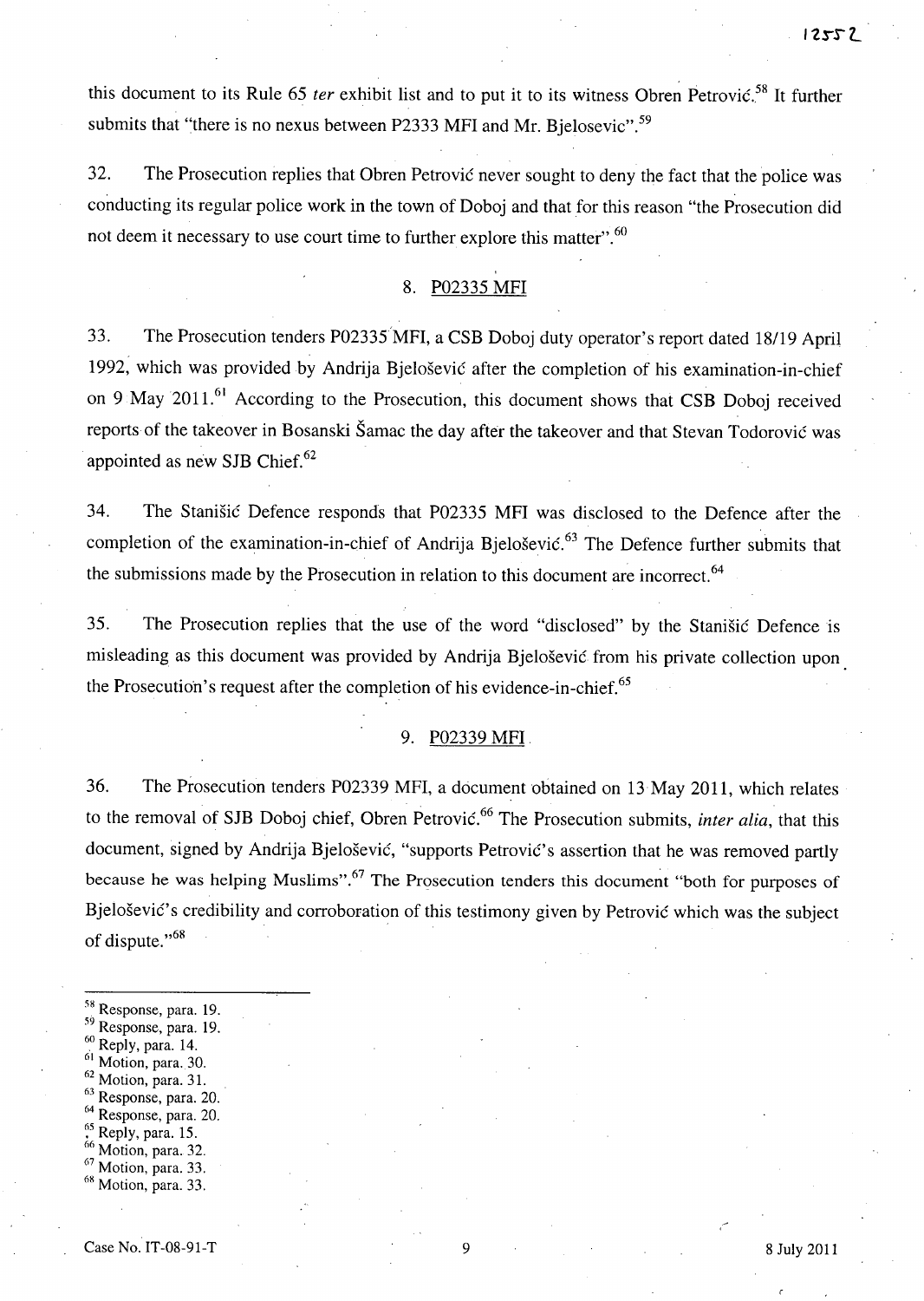this document to its Rule 65 *ter* exhibit list and to put it to its witness Obren Petrović.[58] It further submits that "there is no nexus between P2333 MFI and Mr. Bjelosevic".[59]

32. The Prosecution replies that Obren Petrović never sought to deny the fact that the police was conducting its regular police work in the town of Doboj and that for this reason "the Prosecution did not deem it necessary to use court time to further explore this matter".[60]

### 8. P02335 MFI

33. The Prosecution tenders P02335 MFI, a CSB Doboj duty operator's report dated 18/19 April 1992, which was provided by Andrija Bjelošević after the completion of his examination-in-chief on 9 May 2011.[61] According to the Prosecution, this document shows that CSB Doboj received reports of the takeover in Bosanski Šamac the day after the takeover and that Stevan Todorović was appointed as new SJB Chief.[62]

34. The Stanišić Defence responds that P02335 MFI was disclosed to the Defence after the completion of the examination-in-chief of Andrija Bjelošević.[63] The Defence further submits that the submissions made by the Prosecution in relation to this document are incorrect.[64]

35. The Prosecution replies that the use of the word "disclosed" by the Stanišić Defence is misleading as this document was provided by Andrija Bjelošević from his private collection upon the Prosecution's request after the completion of his evidence-in-chief.[65]

### 9. P02339 MFI

36. The Prosecution tenders P02339 MFI, a document obtained on 13 May 2011, which relates to the removal of SJB Doboj chief, Obren Petrović.[66] The Prosecution submits, *inter alia*, that this document, signed by Andrija Bjelošević, "supports Petrović's assertion that he was removed partly because he was helping Muslims".[67] The Prosecution tenders this document "both for purposes of Bjelošević's credibility and corroboration of this testimony given by Petrović which was the subject of dispute."[68]

---

[58] Response, para. 19.
[59] Response, para. 19.
[60] Reply, para. 14.
[61] Motion, para. 30.
[62] Motion, para. 31.
[63] Response, para. 20.
[64] Response, para. 20.
[65] Reply, para. 15.
[66] Motion, para. 32.
[67] Motion, para. 33.
[68] Motion, para. 33.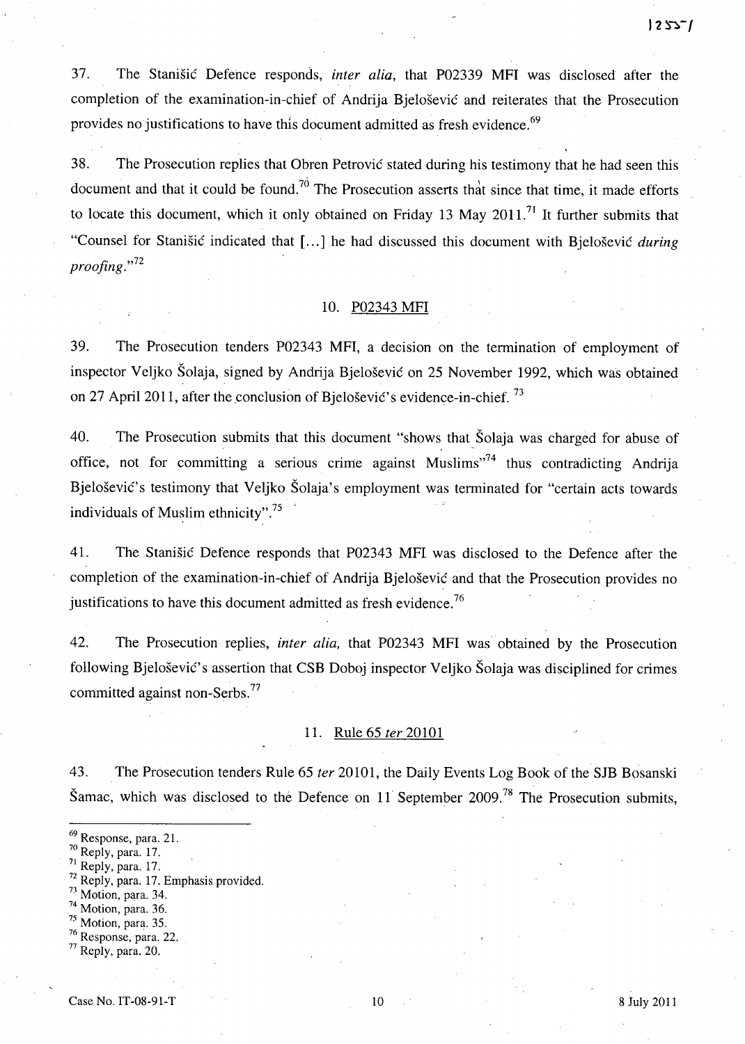37. The Stanišić Defence responds, *inter alia*, that P02339 MFI was disclosed after the completion of the examination-in-chief of Andrija Bjelošević and reiterates that the Prosecution provides no justifications to have this document admitted as fresh evidence.[69]

38. The Prosecution replies that Obren Petrović stated during his testimony that he had seen this document and that it could be found.[70] The Prosecution asserts that since that time, it made efforts to locate this document, which it only obtained on Friday 13 May 2011.[71] It further submits that "Counsel for Stanišić indicated that [...] he had discussed this document with Bjelošević *during proofing*."[72]

## 10. P02343 MFI

39. The Prosecution tenders P02343 MFI, a decision on the termination of employment of inspector Veljko Šolaja, signed by Andrija Bjelošević on 25 November 1992, which was obtained on 27 April 2011, after the conclusion of Bjelošević's evidence-in-chief. [73]

40. The Prosecution submits that this document "shows that Šolaja was charged for abuse of office, not for committing a serious crime against Muslims"[74] thus contradicting Andrija Bjelošević's testimony that Veljko Šolaja's employment was terminated for "certain acts towards individuals of Muslim ethnicity".[75]

41. The Stanišić Defence responds that P02343 MFI was disclosed to the Defence after the completion of the examination-in-chief of Andrija Bjelošević and that the Prosecution provides no justifications to have this document admitted as fresh evidence.[76]

42. The Prosecution replies, *inter alia,* that P02343 MFI was obtained by the Prosecution following Bjelošević's assertion that CSB Doboj inspector Veljko Šolaja was disciplined for crimes committed against non-Serbs.[77]

## 11. Rule 65 *ter* 20101

43. The Prosecution tenders Rule 65 *ter* 20101, the Daily Events Log Book of the SJB Bosanski Šamac, which was disclosed to the Defence on 11 September 2009.[78] The Prosecution submits,

---

[69] Response, para. 21.
[70] Reply, para. 17.
[71] Reply, para. 17.
[72] Reply, para. 17. Emphasis provided.
[73] Motion, para. 34.
[74] Motion, para. 36.
[75] Motion, para. 35.
[76] Response, para. 22.
[77] Reply, para. 20.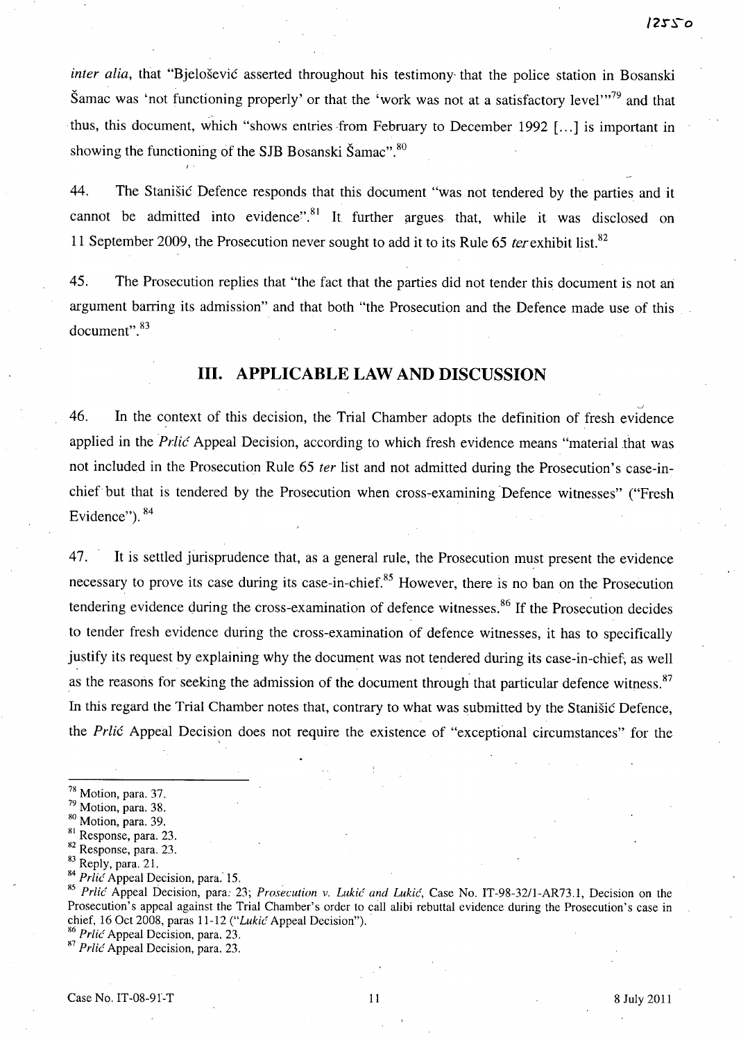*inter alia*, that "Bjelošević asserted throughout his testimony that the police station in Bosanski Šamac was 'not functioning properly' or that the 'work was not at a satisfactory level'"[79] and that thus, this document, which "shows entries from February to December 1992 [...] is important in showing the functioning of the SJB Bosanski Šamac".[80]

44. The Stanišić Defence responds that this document "was not tendered by the parties and it cannot be admitted into evidence".[81] It further argues that, while it was disclosed on 11 September 2009, the Prosecution never sought to add it to its Rule 65 *ter* exhibit list.[82]

45. The Prosecution replies that "the fact that the parties did not tender this document is not an argument barring its admission" and that both "the Prosecution and the Defence made use of this document".[83]

## III. APPLICABLE LAW AND DISCUSSION

46. In the context of this decision, the Trial Chamber adopts the definition of fresh evidence applied in the *Prlić* Appeal Decision, according to which fresh evidence means "material that was not included in the Prosecution Rule 65 *ter* list and not admitted during the Prosecution's case-in-chief but that is tendered by the Prosecution when cross-examining Defence witnesses" ("Fresh Evidence").[84]

47. It is settled jurisprudence that, as a general rule, the Prosecution must present the evidence necessary to prove its case during its case-in-chief.[85] However, there is no ban on the Prosecution tendering evidence during the cross-examination of defence witnesses.[86] If the Prosecution decides to tender fresh evidence during the cross-examination of defence witnesses, it has to specifically justify its request by explaining why the document was not tendered during its case-in-chief, as well as the reasons for seeking the admission of the document through that particular defence witness.[87] In this regard the Trial Chamber notes that, contrary to what was submitted by the Stanišić Defence, the *Prlić* Appeal Decision does not require the existence of "exceptional circumstances" for the

---

[78] Motion, para. 37.

[79] Motion, para. 38.

[80] Motion, para. 39.

[81] Response, para. 23.

[82] Response, para. 23.

[83] Reply, para. 21.

[84] *Prlić* Appeal Decision, para. 15.

[85] *Prlić* Appeal Decision, para. 23; *Prosecution v. Lukić and Lukić*, Case No. IT-98-32/1-AR73.1, Decision on the Prosecution's appeal against the Trial Chamber's order to call alibi rebuttal evidence during the Prosecution's case in chief, 16 Oct 2008, paras 11-12 ("*Lukić* Appeal Decision").

[86] *Prlić* Appeal Decision, para. 23.

[87] *Prlić* Appeal Decision, para. 23.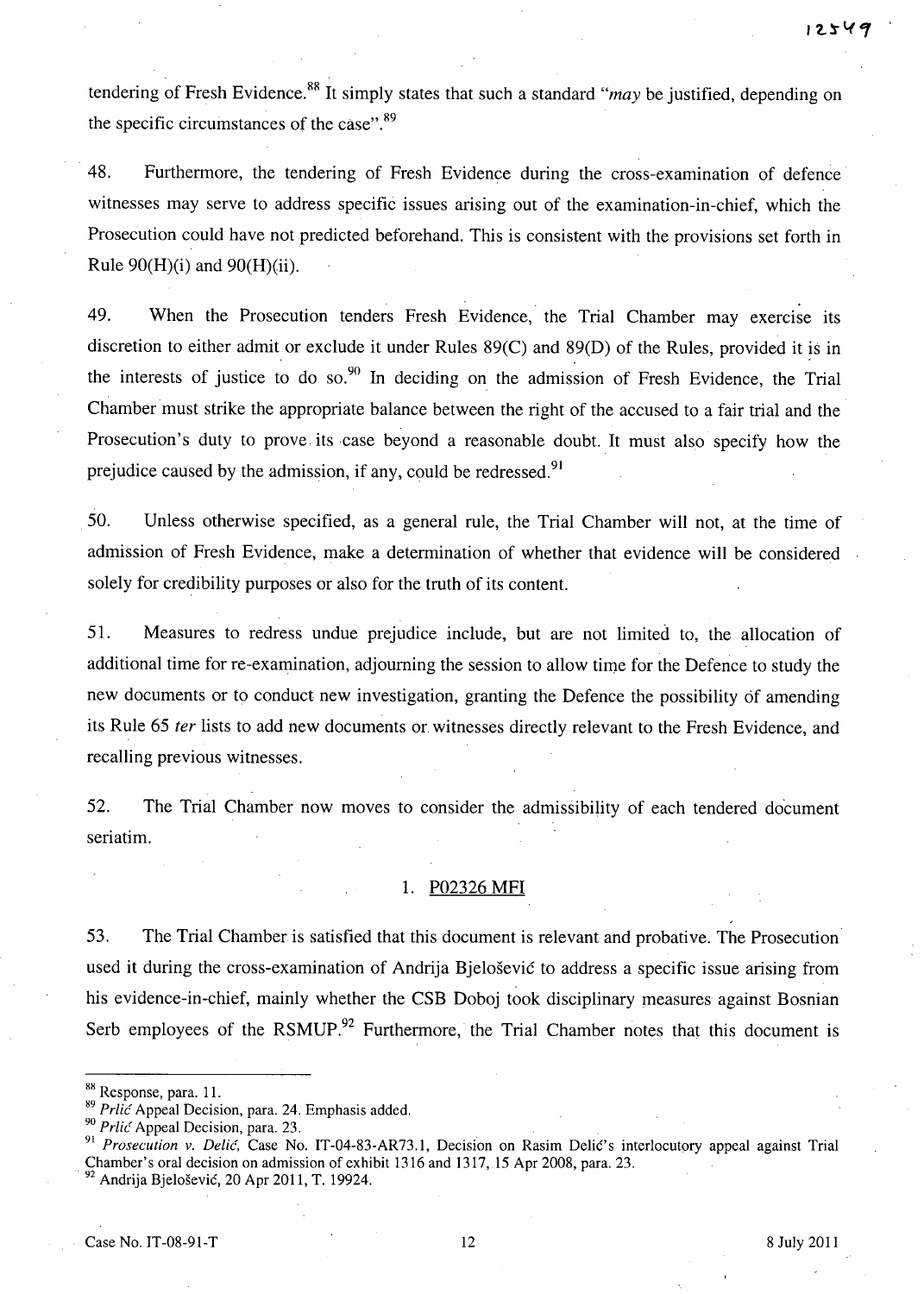tendering of Fresh Evidence.[88] It simply states that such a standard "*may* be justified, depending on the specific circumstances of the case".[89]

48. Furthermore, the tendering of Fresh Evidence during the cross-examination of defence witnesses may serve to address specific issues arising out of the examination-in-chief, which the Prosecution could have not predicted beforehand. This is consistent with the provisions set forth in Rule 90(H)(i) and 90(H)(ii).

49. When the Prosecution tenders Fresh Evidence, the Trial Chamber may exercise its discretion to either admit or exclude it under Rules 89(C) and 89(D) of the Rules, provided it is in the interests of justice to do so.[90] In deciding on the admission of Fresh Evidence, the Trial Chamber must strike the appropriate balance between the right of the accused to a fair trial and the Prosecution's duty to prove its case beyond a reasonable doubt. It must also specify how the prejudice caused by the admission, if any, could be redressed.[91]

50. Unless otherwise specified, as a general rule, the Trial Chamber will not, at the time of admission of Fresh Evidence, make a determination of whether that evidence will be considered solely for credibility purposes or also for the truth of its content.

51. Measures to redress undue prejudice include, but are not limited to, the allocation of additional time for re-examination, adjourning the session to allow time for the Defence to study the new documents or to conduct new investigation, granting the Defence the possibility of amending its Rule 65 *ter* lists to add new documents or witnesses directly relevant to the Fresh Evidence, and recalling previous witnesses.

52. The Trial Chamber now moves to consider the admissibility of each tendered document seriatim.

### 1. P02326 MFI

53. The Trial Chamber is satisfied that this document is relevant and probative. The Prosecution used it during the cross-examination of Andrija Bjelošević to address a specific issue arising from his evidence-in-chief, mainly whether the CSB Doboj took disciplinary measures against Bosnian Serb employees of the RSMUP.[92] Furthermore, the Trial Chamber notes that this document is

---

[88] Response, para. 11.

[89] *Prlić* Appeal Decision, para. 24. Emphasis added.

[90] *Prlić* Appeal Decision, para. 23.

[91] *Prosecution v. Delić*, Case No. IT-04-83-AR73.1, Decision on Rasim Delić's interlocutory appeal against Trial Chamber's oral decision on admission of exhibit 1316 and 1317, 15 Apr 2008, para. 23.

[92] Andrija Bjelošević, 20 Apr 2011, T. 19924.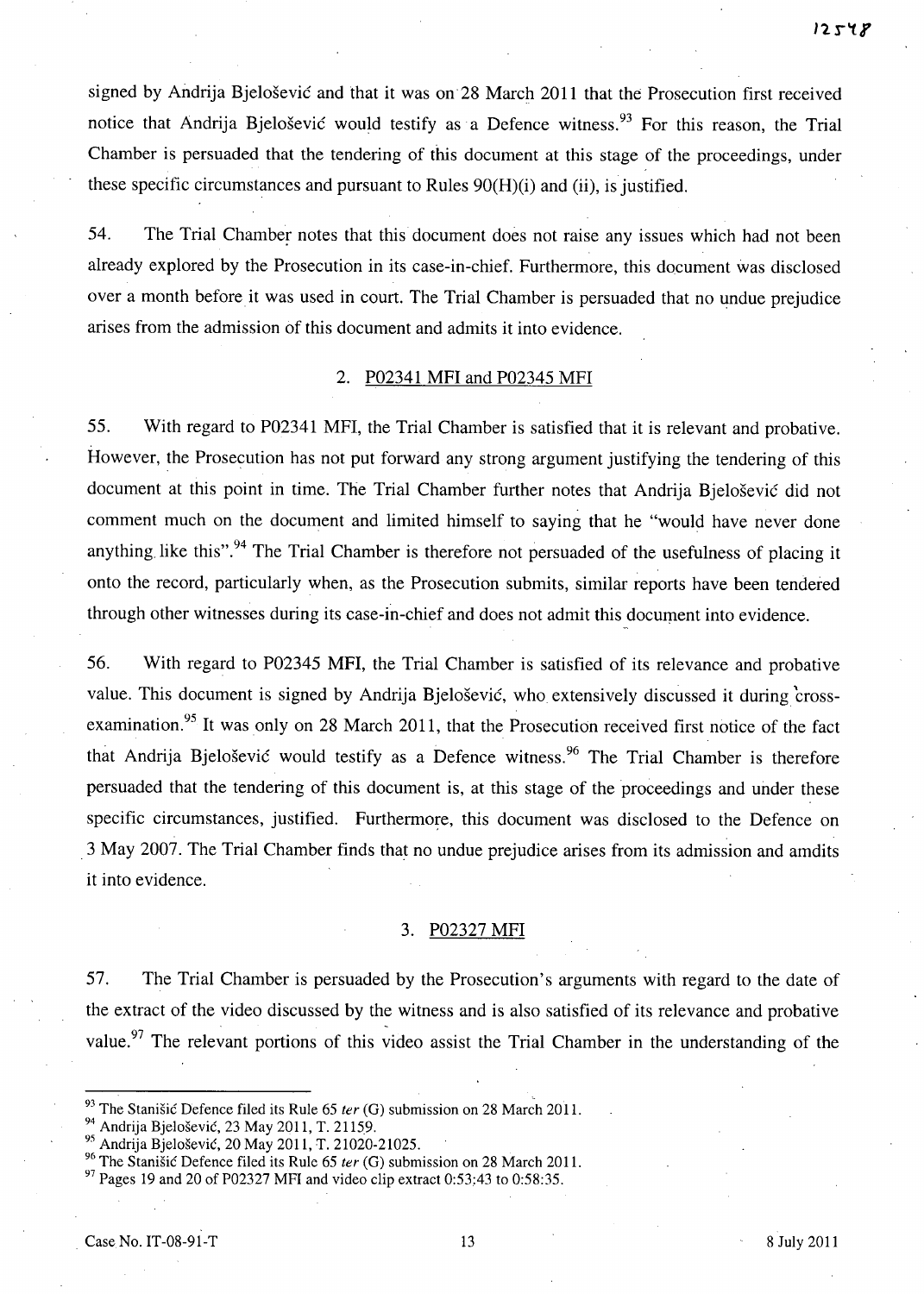signed by Andrija Bjelošević and that it was on 28 March 2011 that the Prosecution first received notice that Andrija Bjelošević would testify as a Defence witness.[93] For this reason, the Trial Chamber is persuaded that the tendering of this document at this stage of the proceedings, under these specific circumstances and pursuant to Rules 90(H)(i) and (ii), is justified.

54. The Trial Chamber notes that this document does not raise any issues which had not been already explored by the Prosecution in its case-in-chief. Furthermore, this document was disclosed over a month before it was used in court. The Trial Chamber is persuaded that no undue prejudice arises from the admission of this document and admits it into evidence.

### 2. P02341 MFI and P02345 MFI

55. With regard to P02341 MFI, the Trial Chamber is satisfied that it is relevant and probative. However, the Prosecution has not put forward any strong argument justifying the tendering of this document at this point in time. The Trial Chamber further notes that Andrija Bjelošević did not comment much on the document and limited himself to saying that he "would have never done anything like this".[94] The Trial Chamber is therefore not persuaded of the usefulness of placing it onto the record, particularly when, as the Prosecution submits, similar reports have been tendered through other witnesses during its case-in-chief and does not admit this document into evidence.

56. With regard to P02345 MFI, the Trial Chamber is satisfied of its relevance and probative value. This document is signed by Andrija Bjelošević, who extensively discussed it during cross-examination.[95] It was only on 28 March 2011, that the Prosecution received first notice of the fact that Andrija Bjelošević would testify as a Defence witness.[96] The Trial Chamber is therefore persuaded that the tendering of this document is, at this stage of the proceedings and under these specific circumstances, justified. Furthermore, this document was disclosed to the Defence on 3 May 2007. The Trial Chamber finds that no undue prejudice arises from its admission and amdits it into evidence.

### 3. P02327 MFI

57. The Trial Chamber is persuaded by the Prosecution's arguments with regard to the date of the extract of the video discussed by the witness and is also satisfied of its relevance and probative value.[97] The relevant portions of this video assist the Trial Chamber in the understanding of the

---

[93] The Stanišić Defence filed its Rule 65 *ter* (G) submission on 28 March 2011.

[94] Andrija Bjelošević, 23 May 2011, T. 21159.

[95] Andrija Bjelošević, 20 May 2011, T. 21020-21025.

[96] The Stanišić Defence filed its Rule 65 *ter* (G) submission on 28 March 2011.

[97] Pages 19 and 20 of P02327 MFI and video clip extract 0:53:43 to 0:58:35.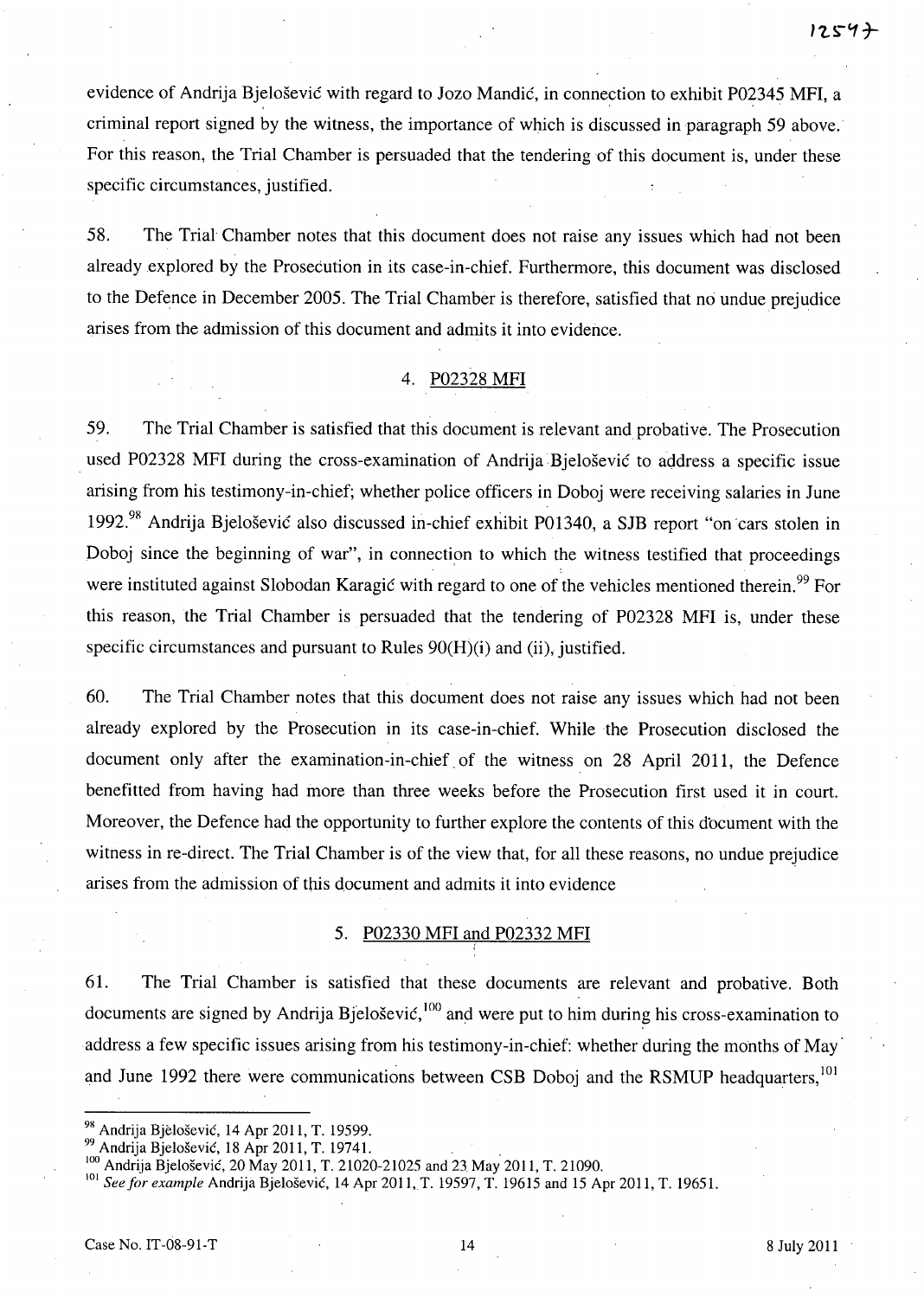evidence of Andrija Bjelošević with regard to Jozo Mandić, in connection to exhibit P02345 MFI, a criminal report signed by the witness, the importance of which is discussed in paragraph 59 above. For this reason, the Trial Chamber is persuaded that the tendering of this document is, under these specific circumstances, justified.

58. The Trial Chamber notes that this document does not raise any issues which had not been already explored by the Prosecution in its case-in-chief. Furthermore, this document was disclosed to the Defence in December 2005. The Trial Chamber is therefore, satisfied that no undue prejudice arises from the admission of this document and admits it into evidence.

### 4. P02328 MFI

59. The Trial Chamber is satisfied that this document is relevant and probative. The Prosecution used P02328 MFI during the cross-examination of Andrija Bjelošević to address a specific issue arising from his testimony-in-chief; whether police officers in Doboj were receiving salaries in June 1992.[98] Andrija Bjelošević also discussed in-chief exhibit P01340, a SJB report "on cars stolen in Doboj since the beginning of war", in connection to which the witness testified that proceedings were instituted against Slobodan Karagić with regard to one of the vehicles mentioned therein.[99] For this reason, the Trial Chamber is persuaded that the tendering of P02328 MFI is, under these specific circumstances and pursuant to Rules 90(H)(i) and (ii), justified.

60. The Trial Chamber notes that this document does not raise any issues which had not been already explored by the Prosecution in its case-in-chief. While the Prosecution disclosed the document only after the examination-in-chief of the witness on 28 April 2011, the Defence benefitted from having had more than three weeks before the Prosecution first used it in court. Moreover, the Defence had the opportunity to further explore the contents of this document with the witness in re-direct. The Trial Chamber is of the view that, for all these reasons, no undue prejudice arises from the admission of this document and admits it into evidence

### 5. P02330 MFI and P02332 MFI

61. The Trial Chamber is satisfied that these documents are relevant and probative. Both documents are signed by Andrija Bjelošević,[100] and were put to him during his cross-examination to address a few specific issues arising from his testimony-in-chief: whether during the months of May and June 1992 there were communications between CSB Doboj and the RSMUP headquarters,[101]

---

[98] Andrija Bjelošević, 14 Apr 2011, T. 19599.

[99] Andrija Bjelošević, 18 Apr 2011, T. 19741.

[100] Andrija Bjelošević, 20 May 2011, T. 21020-21025 and 23 May 2011, T. 21090.

[101] *See for example* Andrija Bjelošević, 14 Apr 2011, T. 19597, T. 19615 and 15 Apr 2011, T. 19651.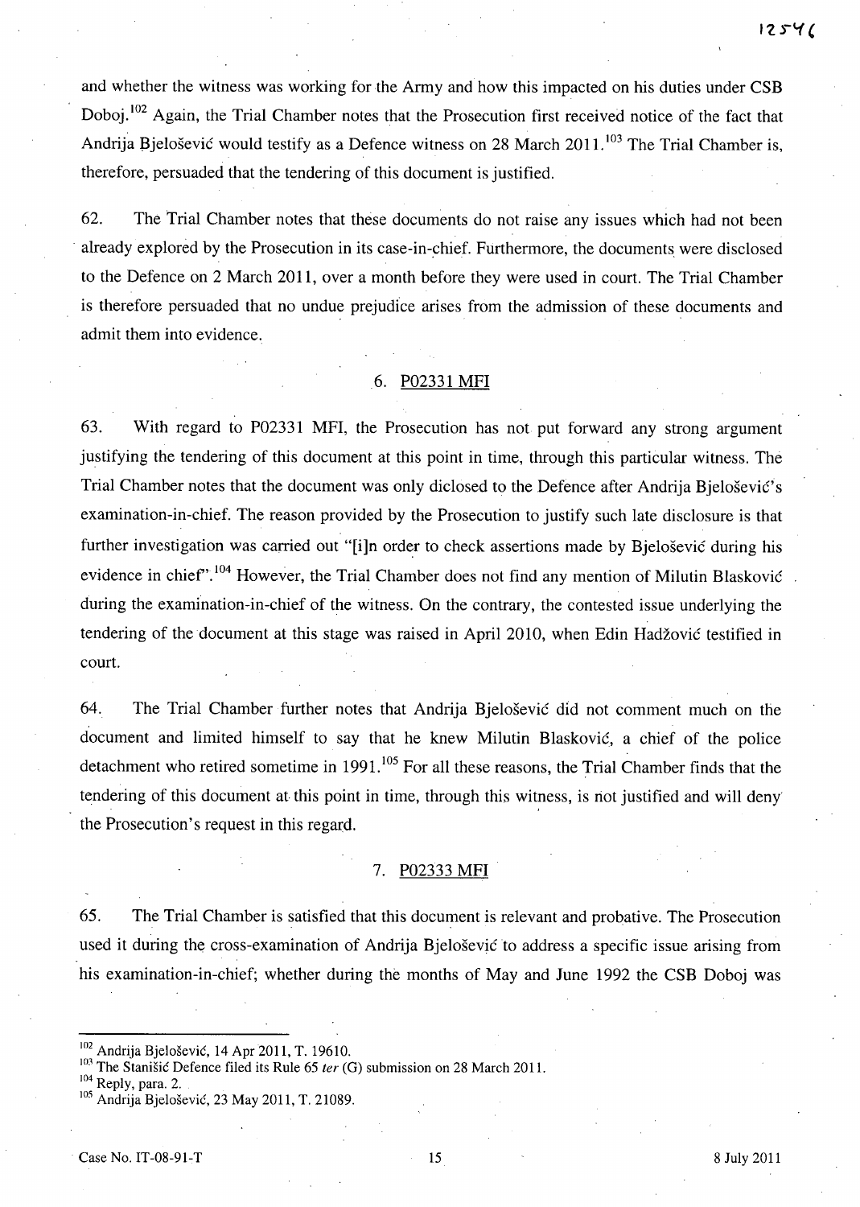and whether the witness was working for the Army and how this impacted on his duties under CSB Doboj.[102] Again, the Trial Chamber notes that the Prosecution first received notice of the fact that Andrija Bjelošević would testify as a Defence witness on 28 March 2011.[103] The Trial Chamber is, therefore, persuaded that the tendering of this document is justified.

62. The Trial Chamber notes that these documents do not raise any issues which had not been already explored by the Prosecution in its case-in-chief. Furthermore, the documents were disclosed to the Defence on 2 March 2011, over a month before they were used in court. The Trial Chamber is therefore persuaded that no undue prejudice arises from the admission of these documents and admit them into evidence.

### 6. P02331 MFI

63. With regard to P02331 MFI, the Prosecution has not put forward any strong argument justifying the tendering of this document at this point in time, through this particular witness. The Trial Chamber notes that the document was only diclosed to the Defence after Andrija Bjelošević's examination-in-chief. The reason provided by the Prosecution to justify such late disclosure is that further investigation was carried out "[i]n order to check assertions made by Bjelošević during his evidence in chief".[104] However, the Trial Chamber does not find any mention of Milutin Blasković during the examination-in-chief of the witness. On the contrary, the contested issue underlying the tendering of the document at this stage was raised in April 2010, when Edin Hadžović testified in court.

64. The Trial Chamber further notes that Andrija Bjelošević did not comment much on the document and limited himself to say that he knew Milutin Blasković, a chief of the police detachment who retired sometime in 1991.[105] For all these reasons, the Trial Chamber finds that the tendering of this document at this point in time, through this witness, is not justified and will deny the Prosecution's request in this regard.

### 7. P02333 MFI

65. The Trial Chamber is satisfied that this document is relevant and probative. The Prosecution used it during the cross-examination of Andrija Bjelošević to address a specific issue arising from his examination-in-chief; whether during the months of May and June 1992 the CSB Doboj was

---

[102] Andrija Bjelošević, 14 Apr 2011, T. 19610.

[103] The Stanišić Defence filed its Rule 65 *ter* (G) submission on 28 March 2011.

[104] Reply, para. 2.

[105] Andrija Bjelošević, 23 May 2011, T. 21089.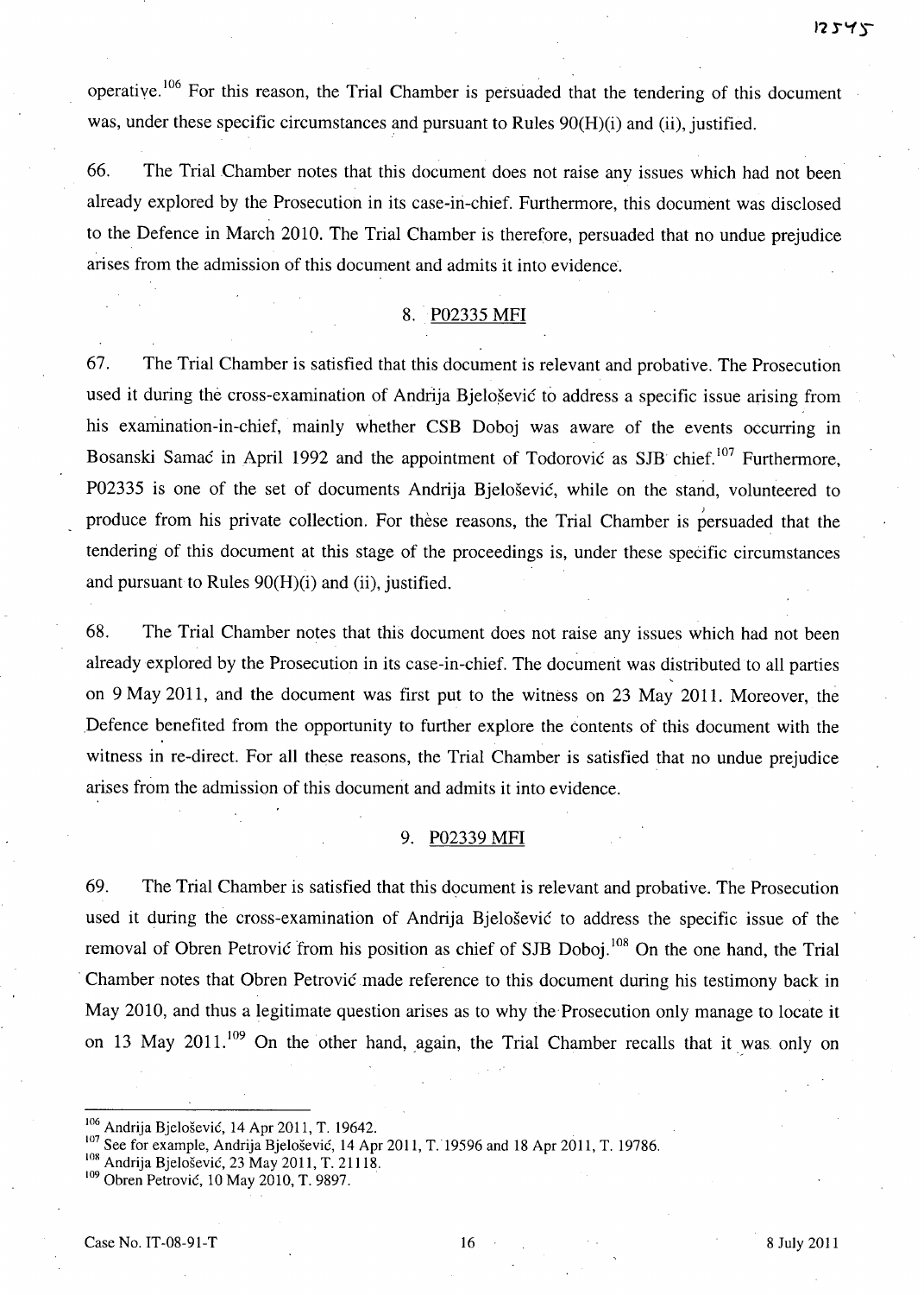operative.[106] For this reason, the Trial Chamber is persuaded that the tendering of this document was, under these specific circumstances and pursuant to Rules 90(H)(i) and (ii), justified.

66. The Trial Chamber notes that this document does not raise any issues which had not been already explored by the Prosecution in its case-in-chief. Furthermore, this document was disclosed to the Defence in March 2010. The Trial Chamber is therefore, persuaded that no undue prejudice arises from the admission of this document and admits it into evidence.

### 8. P02335 MFI

67. The Trial Chamber is satisfied that this document is relevant and probative. The Prosecution used it during the cross-examination of Andrija Bjelošević to address a specific issue arising from his examination-in-chief, mainly whether CSB Doboj was aware of the events occurring in Bosanski Samać in April 1992 and the appointment of Todorović as SJB chief.[107] Furthermore, P02335 is one of the set of documents Andrija Bjelošević, while on the stand, volunteered to produce from his private collection. For these reasons, the Trial Chamber is persuaded that the tendering of this document at this stage of the proceedings is, under these specific circumstances and pursuant to Rules 90(H)(i) and (ii), justified.

68. The Trial Chamber notes that this document does not raise any issues which had not been already explored by the Prosecution in its case-in-chief. The document was distributed to all parties on 9 May 2011, and the document was first put to the witness on 23 May 2011. Moreover, the Defence benefited from the opportunity to further explore the contents of this document with the witness in re-direct. For all these reasons, the Trial Chamber is satisfied that no undue prejudice arises from the admission of this document and admits it into evidence.

### 9. P02339 MFI

69. The Trial Chamber is satisfied that this document is relevant and probative. The Prosecution used it during the cross-examination of Andrija Bjelošević to address the specific issue of the removal of Obren Petrović from his position as chief of SJB Doboj.[108] On the one hand, the Trial Chamber notes that Obren Petrović made reference to this document during his testimony back in May 2010, and thus a legitimate question arises as to why the Prosecution only manage to locate it on 13 May 2011.[109] On the other hand, again, the Trial Chamber recalls that it was only on

---

[106] Andrija Bjelošević, 14 Apr 2011, T. 19642.

[107] See for example, Andrija Bjelošević, 14 Apr 2011, T. 19596 and 18 Apr 2011, T. 19786.

[108] Andrija Bjelošević, 23 May 2011, T. 21118.

[109] Obren Petrović, 10 May 2010, T. 9897.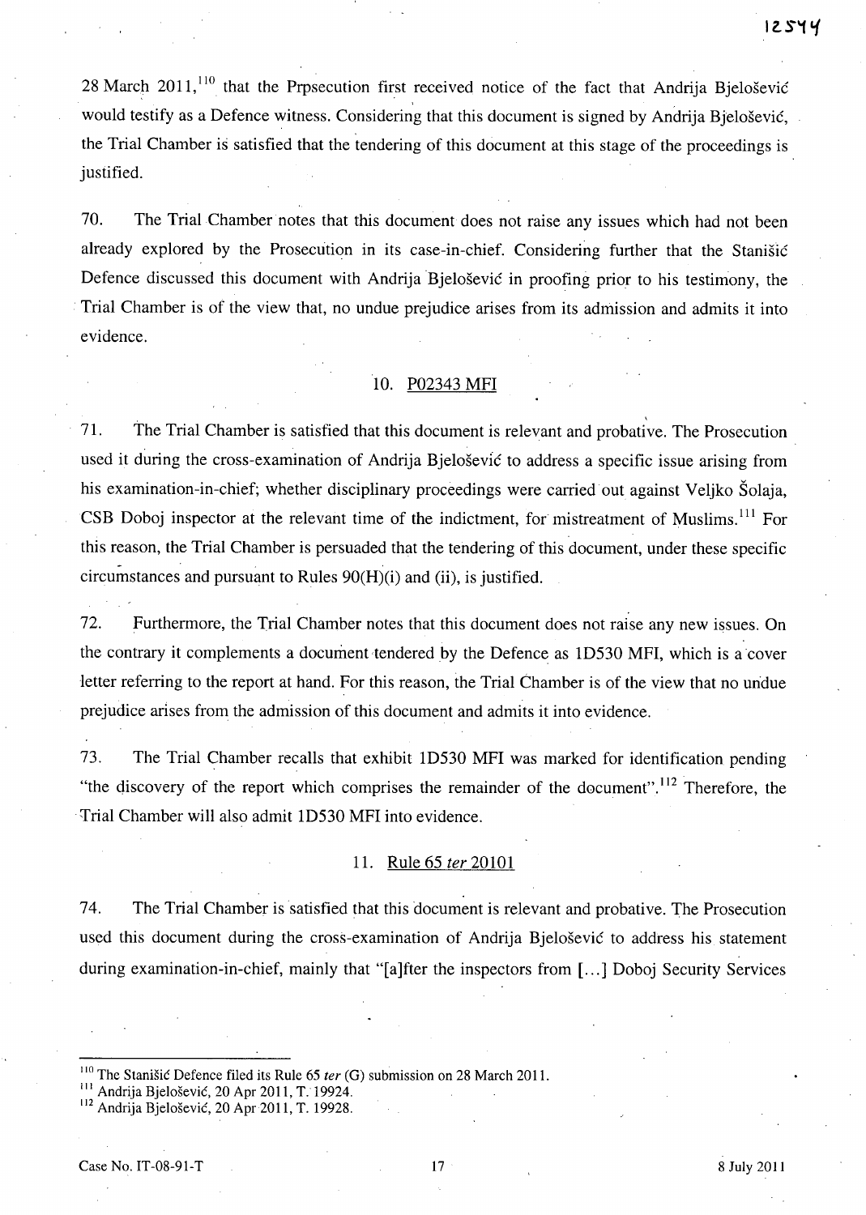28 March 2011,[110] that the Prpsecution first received notice of the fact that Andrija Bjelošević would testify as a Defence witness. Considering that this document is signed by Andrija Bjelošević, the Trial Chamber is satisfied that the tendering of this document at this stage of the proceedings is justified.

70. The Trial Chamber notes that this document does not raise any issues which had not been already explored by the Prosecution in its case-in-chief. Considering further that the Stanišić Defence discussed this document with Andrija Bjelošević in proofing prior to his testimony, the Trial Chamber is of the view that, no undue prejudice arises from its admission and admits it into evidence.

### 10. P02343 MFI

71. The Trial Chamber is satisfied that this document is relevant and probative. The Prosecution used it during the cross-examination of Andrija Bjelošević to address a specific issue arising from his examination-in-chief; whether disciplinary proceedings were carried out against Veljko Šolaja, CSB Doboj inspector at the relevant time of the indictment, for mistreatment of Muslims.[111] For this reason, the Trial Chamber is persuaded that the tendering of this document, under these specific circumstances and pursuant to Rules 90(H)(i) and (ii), is justified.

72. Furthermore, the Trial Chamber notes that this document does not raise any new issues. On the contrary it complements a document tendered by the Defence as 1D530 MFI, which is a cover letter referring to the report at hand. For this reason, the Trial Chamber is of the view that no undue prejudice arises from the admission of this document and admits it into evidence.

73. The Trial Chamber recalls that exhibit 1D530 MFI was marked for identification pending "the discovery of the report which comprises the remainder of the document".[112] Therefore, the Trial Chamber will also admit 1D530 MFI into evidence.

### 11. Rule 65 *ter* 20101

74. The Trial Chamber is satisfied that this document is relevant and probative. The Prosecution used this document during the cross-examination of Andrija Bjelošević to address his statement during examination-in-chief, mainly that "[a]fter the inspectors from [...] Doboj Security Services

---

[110] The Stanišić Defence filed its Rule 65 *ter* (G) submission on 28 March 2011.

[111] Andrija Bjelošević, 20 Apr 2011, T. 19924.

[112] Andrija Bjelošević, 20 Apr 2011, T. 19928.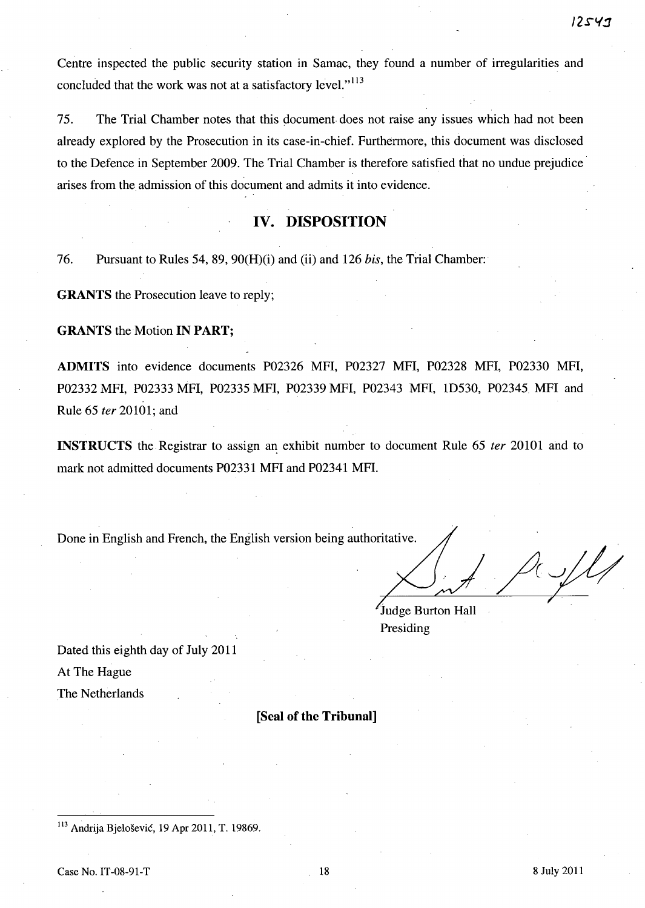Centre inspected the public security station in Samac, they found a number of irregularities and concluded that the work was not at a satisfactory level."[113]

75. The Trial Chamber notes that this document does not raise any issues which had not been already explored by the Prosecution in its case-in-chief. Furthermore, this document was disclosed to the Defence in September 2009. The Trial Chamber is therefore satisfied that no undue prejudice arises from the admission of this document and admits it into evidence.

## IV. DISPOSITION

76. Pursuant to Rules 54, 89, 90(H)(i) and (ii) and 126 *bis*, the Trial Chamber:

**GRANTS** the Prosecution leave to reply;

**GRANTS** the Motion **IN PART;**

**ADMITS** into evidence documents P02326 MFI, P02327 MFI, P02328 MFI, P02330 MFI, P02332 MFI, P02333 MFI, P02335 MFI, P02339 MFI, P02343 MFI, 1D530, P02345 MFI and Rule 65 *ter* 20101; and

**INSTRUCTS** the Registrar to assign an exhibit number to document Rule 65 *ter* 20101 and to mark not admitted documents P02331 MFI and P02341 MFI.

Done in English and French, the English version being authoritative.

Judge Burton Hall
Presiding

Dated this eighth day of July 2011
At The Hague
The Netherlands

**[Seal of the Tribunal]**

---

[113] Andrija Bjelošević, 19 Apr 2011, T. 19869.